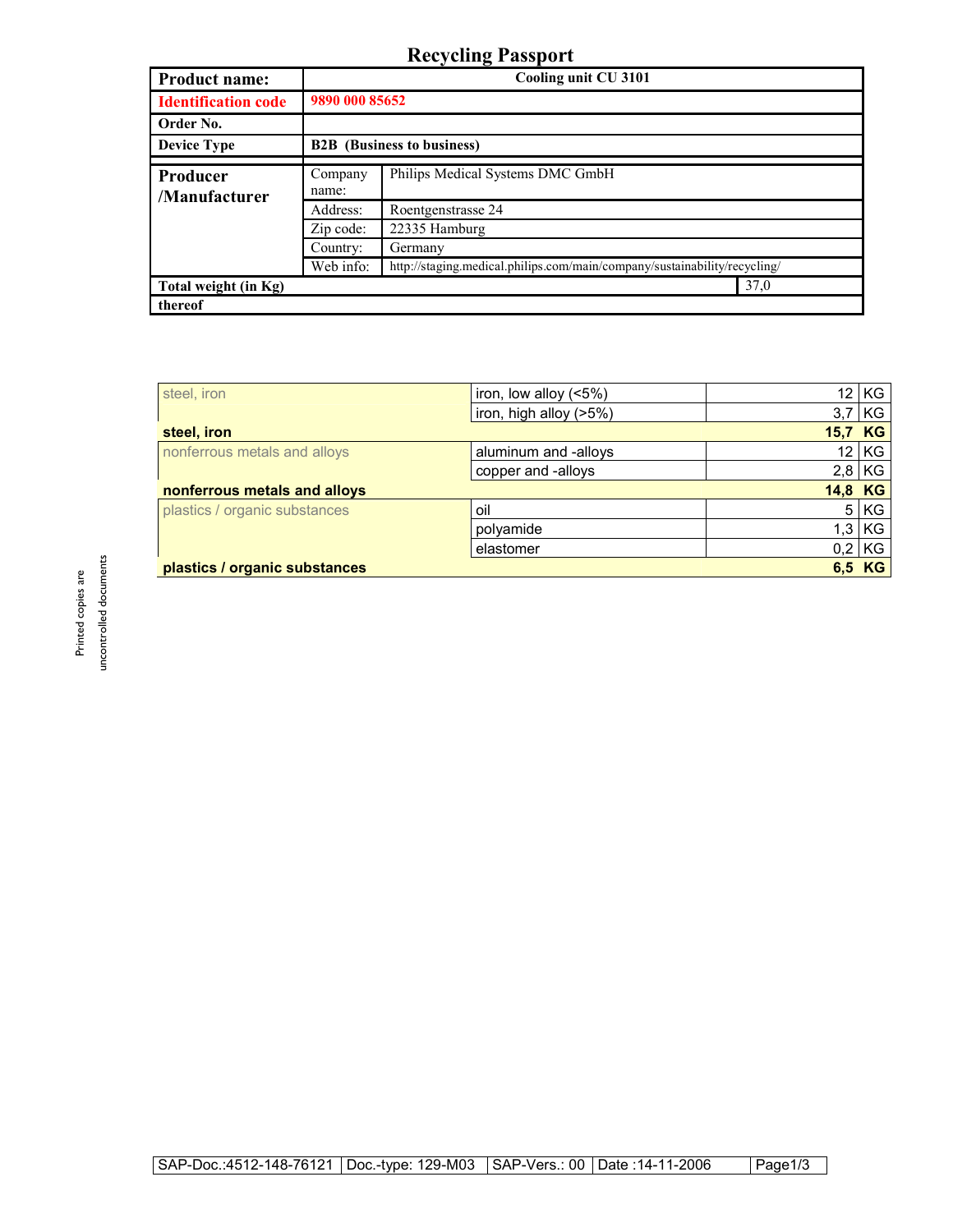# Recycling Passport

| **Product name:** | **Cooling unit CU 3101** | |
|---|---|---|
| **Identification code** | **9890 000 85652** | |
| **Order No.** | | |
| **Device Type** | **B2B (Business to business)** | |
| **Producer /Manufacturer** | Company name: | Philips Medical Systems DMC GmbH |
| | Address: | Roentgenstrasse 24 |
| | Zip code: | 22335 Hamburg |
| | Country: | Germany |
| | Web info: | http://staging.medical.philips.com/main/company/sustainability/recycling/ |
| **Total weight (in Kg)** | | 37,0 |
| **thereof** | | |

| Category | Material | Weight | Unit |
|---|---|---|---|
| steel, iron | iron, low alloy (<5%) | 12 | KG |
| | iron, high alloy (>5%) | 3,7 | KG |
| **steel, iron** | | **15,7** | **KG** |
| nonferrous metals and alloys | aluminum and -alloys | 12 | KG |
| | copper and -alloys | 2,8 | KG |
| **nonferrous metals and alloys** | | **14,8** | **KG** |
| plastics / organic substances | oil | 5 | KG |
| | polyamide | 1,3 | KG |
| | elastomer | 0,2 | KG |
| **plastics / organic substances** | | **6,5** | **KG** |

Printed copies are uncontrolled documents

| SAP-Doc.:4512-148-76121 | Doc.-type: 129-M03 | SAP-Vers.: 00 | Date :14-11-2006 |
|---|---|---|---|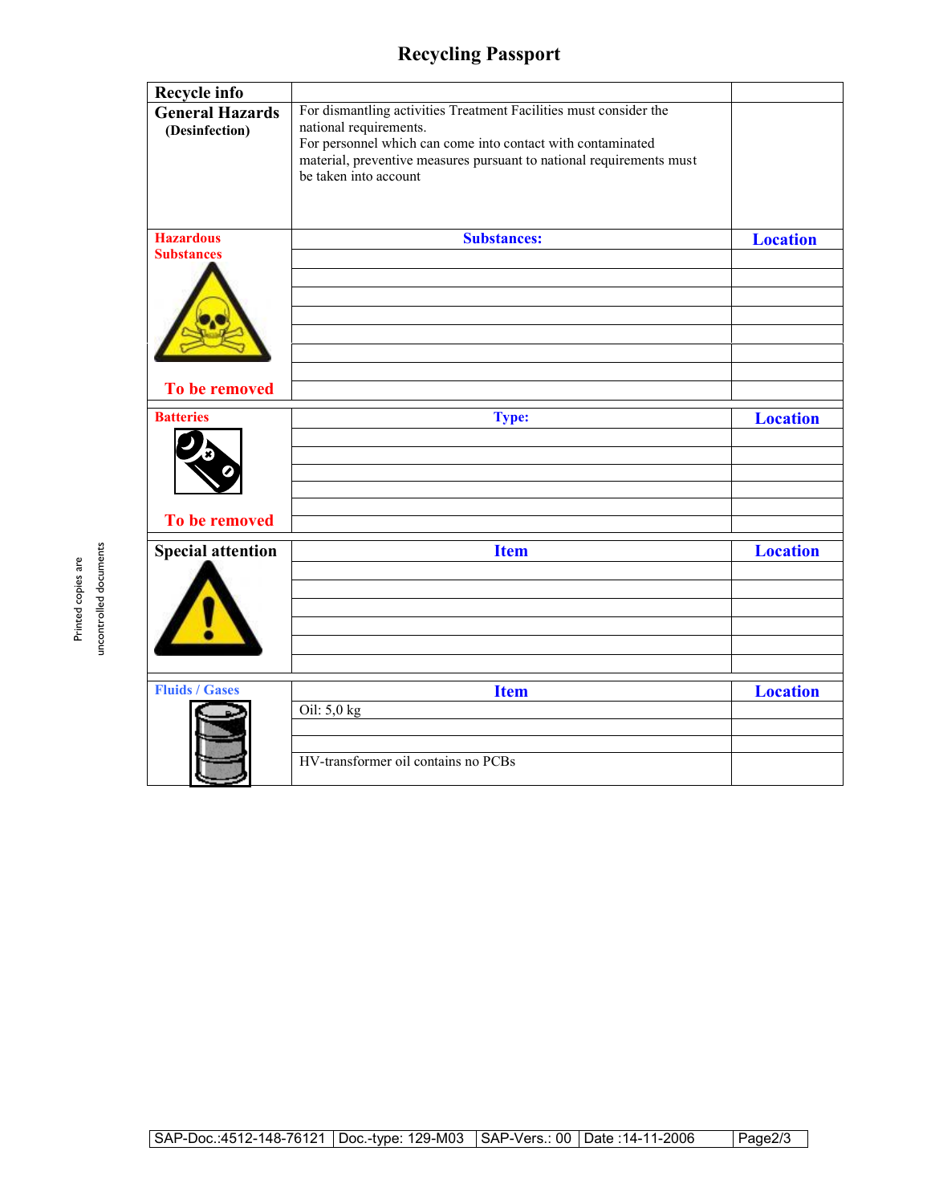# Recycling Passport

| Recycle info | | |
|---|---|---|
| **General Hazards** (Desinfection) | For dismantling activities Treatment Facilities must consider the national requirements. For personnel which can come into contact with contaminated material, preventive measures pursuant to national requirements must be taken into account | |
| **Hazardous Substances** To be removed | **Substances:** | **Location** |
| | | |
| | | |
| | | |
| | | |
| | | |
| | | |
| | | |
| | | |
| **Batteries** To be removed | **Type:** | **Location** |
| | | |
| | | |
| | | |
| | | |
| | | |
| | | |
| **Special attention** | **Item** | **Location** |
| | | |
| | | |
| | | |
| | | |
| | | |
| | | |
| **Fluids / Gases** | **Item** | **Location** |
| | Oil: 5,0 kg | |
| | | |
| | | |
| | HV-transformer oil contains no PCBs | |

Printed copies are uncontrolled documents

| SAP-Doc.:4512-148-76121 | Doc.-type: 129-M03 | SAP-Vers.: 00 | Date :14-11-2006 | Page2/3 |
|---|---|---|---|---|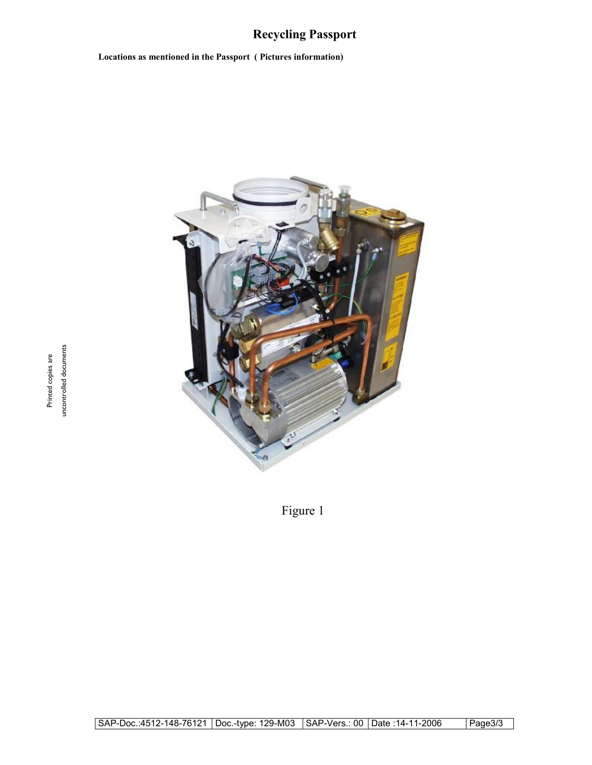# Recycling Passport

**Locations as mentioned in the Passport ( Pictures information)**

Figure 1

Printed copies are uncontrolled documents

| SAP-Doc.:4512-148-76121 | Doc.-type: 129-M03 | SAP-Vers.: 00 | Date :14-11-2006 |
|---|---|---|---|